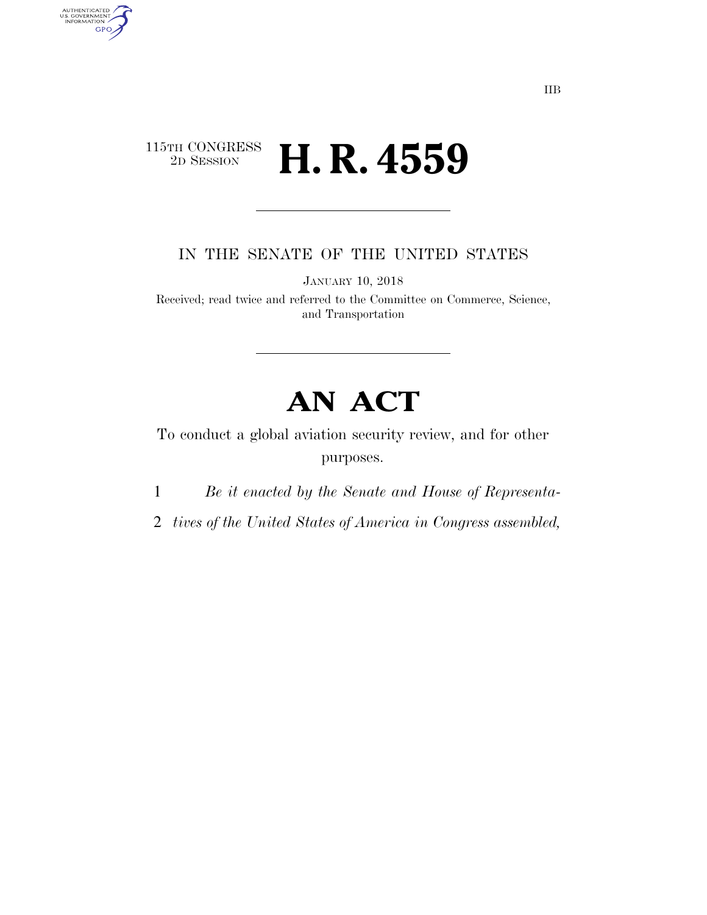IIB

115TH CONGRESS
2D SESSION

# H. R. 4559

IN THE SENATE OF THE UNITED STATES

JANUARY 10, 2018

Received; read twice and referred to the Committee on Commerce, Science, and Transportation

# AN ACT

To conduct a global aviation security review, and for other purposes.

1 *Be it enacted by the Senate and House of Representa-*
2 *tives of the United States of America in Congress assembled,*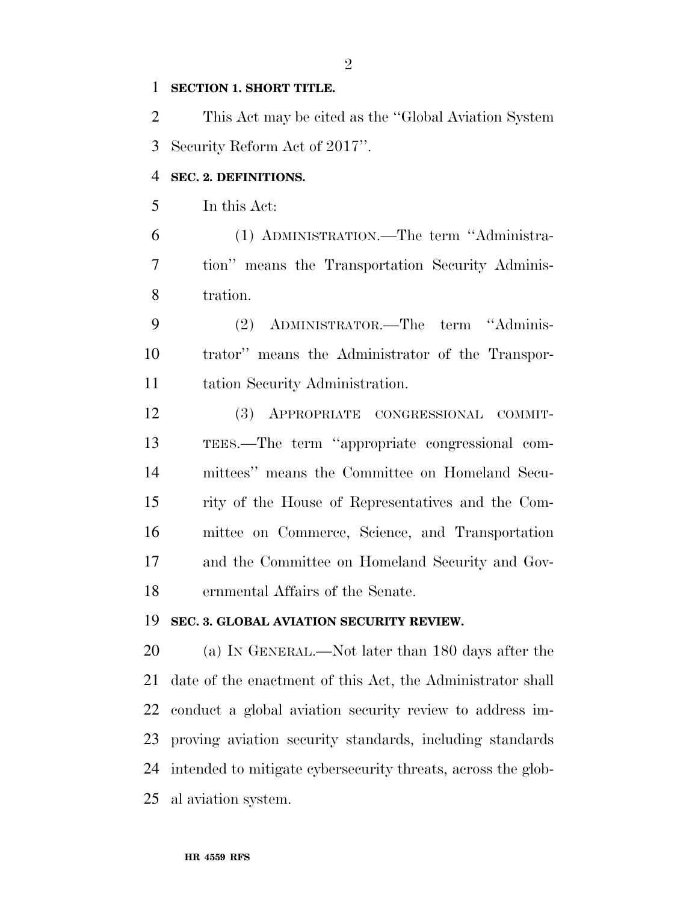**SECTION 1. SHORT TITLE.**

This Act may be cited as the ''Global Aviation System Security Reform Act of 2017''.

**SEC. 2. DEFINITIONS.**

In this Act:

(1) ADMINISTRATION.—The term ''Administration'' means the Transportation Security Administration.

(2) ADMINISTRATOR.—The term ''Administrator'' means the Administrator of the Transportation Security Administration.

(3) APPROPRIATE CONGRESSIONAL COMMITTEES.—The term ''appropriate congressional committees'' means the Committee on Homeland Security of the House of Representatives and the Committee on Commerce, Science, and Transportation and the Committee on Homeland Security and Governmental Affairs of the Senate.

**SEC. 3. GLOBAL AVIATION SECURITY REVIEW.**

(a) IN GENERAL.—Not later than 180 days after the date of the enactment of this Act, the Administrator shall conduct a global aviation security review to address improving aviation security standards, including standards intended to mitigate cybersecurity threats, across the global aviation system.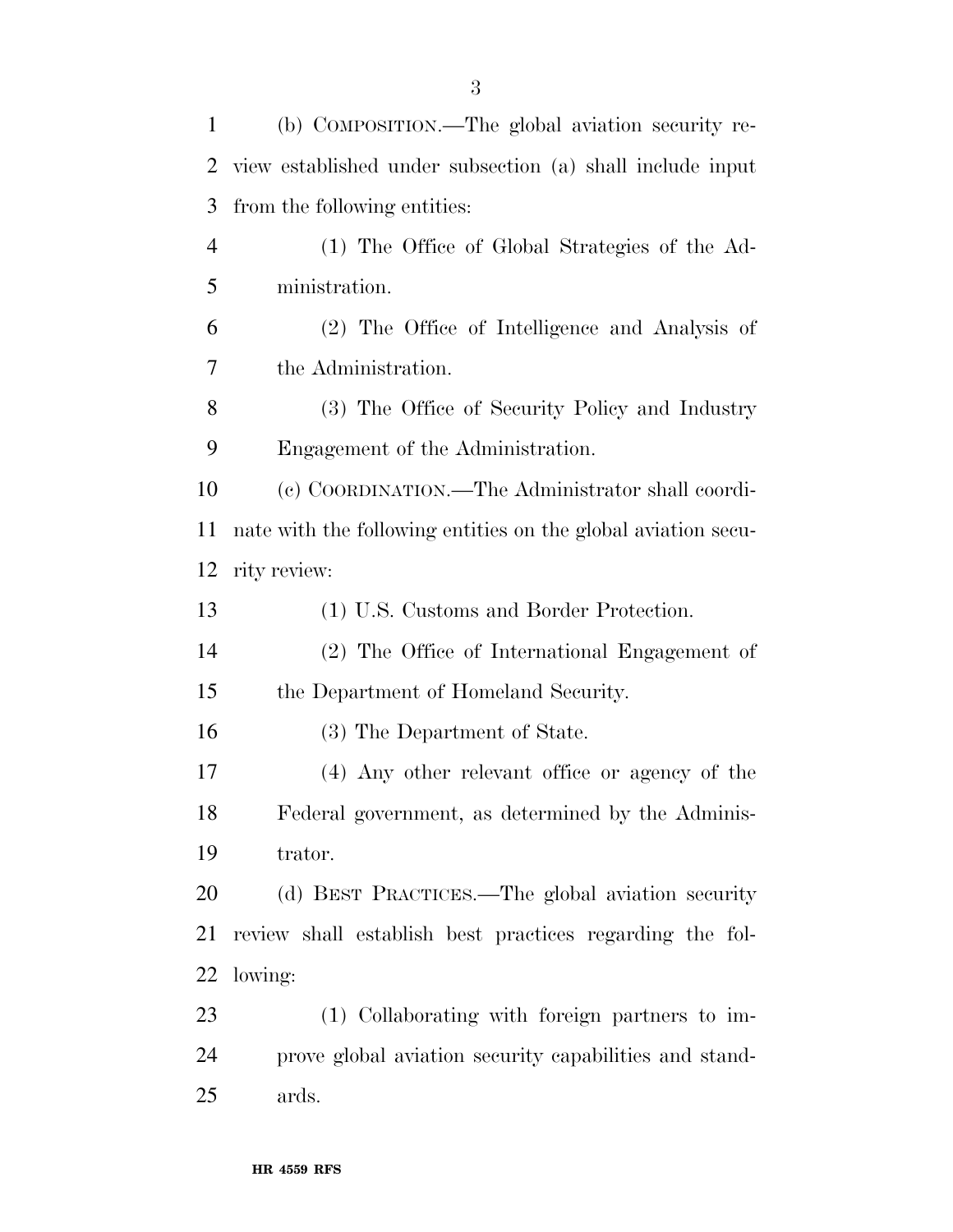(b) COMPOSITION.—The global aviation security review established under subsection (a) shall include input from the following entities:

(1) The Office of Global Strategies of the Administration.

(2) The Office of Intelligence and Analysis of the Administration.

(3) The Office of Security Policy and Industry Engagement of the Administration.

(c) COORDINATION.—The Administrator shall coordinate with the following entities on the global aviation security review:

(1) U.S. Customs and Border Protection.

(2) The Office of International Engagement of the Department of Homeland Security.

(3) The Department of State.

(4) Any other relevant office or agency of the Federal government, as determined by the Administrator.

(d) BEST PRACTICES.—The global aviation security review shall establish best practices regarding the following:

(1) Collaborating with foreign partners to improve global aviation security capabilities and standards.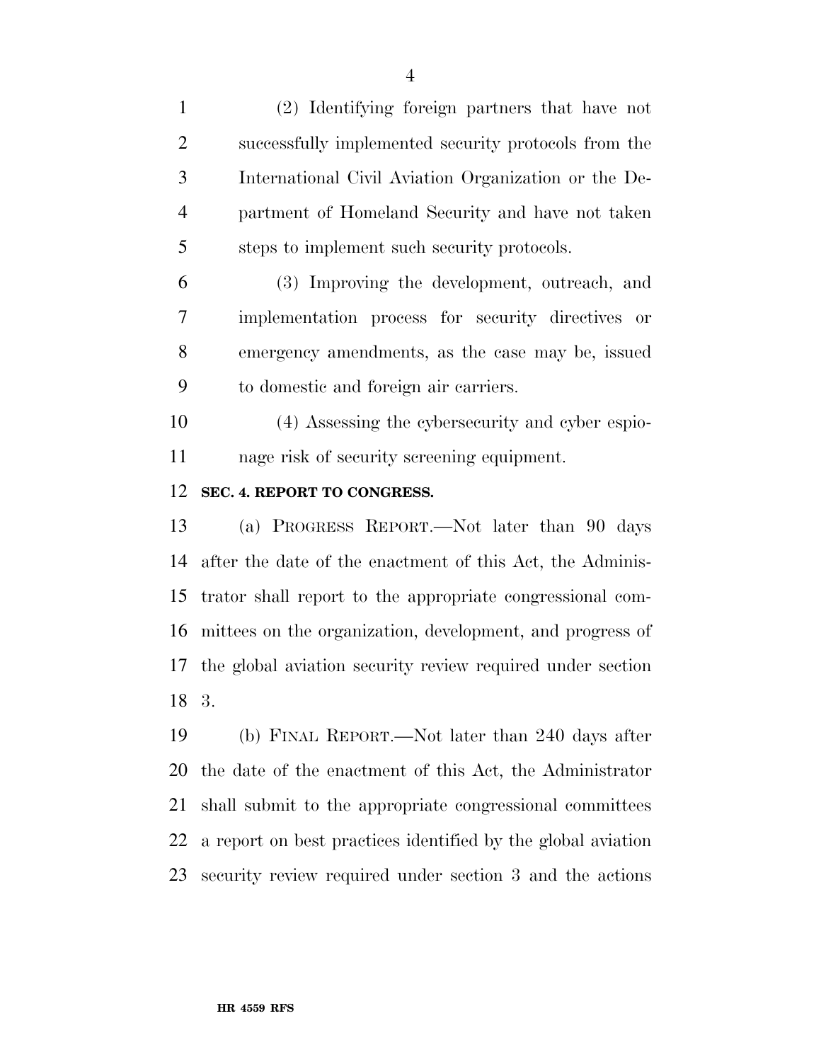(2) Identifying foreign partners that have not successfully implemented security protocols from the International Civil Aviation Organization or the Department of Homeland Security and have not taken steps to implement such security protocols.

(3) Improving the development, outreach, and implementation process for security directives or emergency amendments, as the case may be, issued to domestic and foreign air carriers.

(4) Assessing the cybersecurity and cyber espionage risk of security screening equipment.

**SEC. 4. REPORT TO CONGRESS.**

(a) PROGRESS REPORT.—Not later than 90 days after the date of the enactment of this Act, the Administrator shall report to the appropriate congressional committees on the organization, development, and progress of the global aviation security review required under section 3.

(b) FINAL REPORT.—Not later than 240 days after the date of the enactment of this Act, the Administrator shall submit to the appropriate congressional committees a report on best practices identified by the global aviation security review required under section 3 and the actions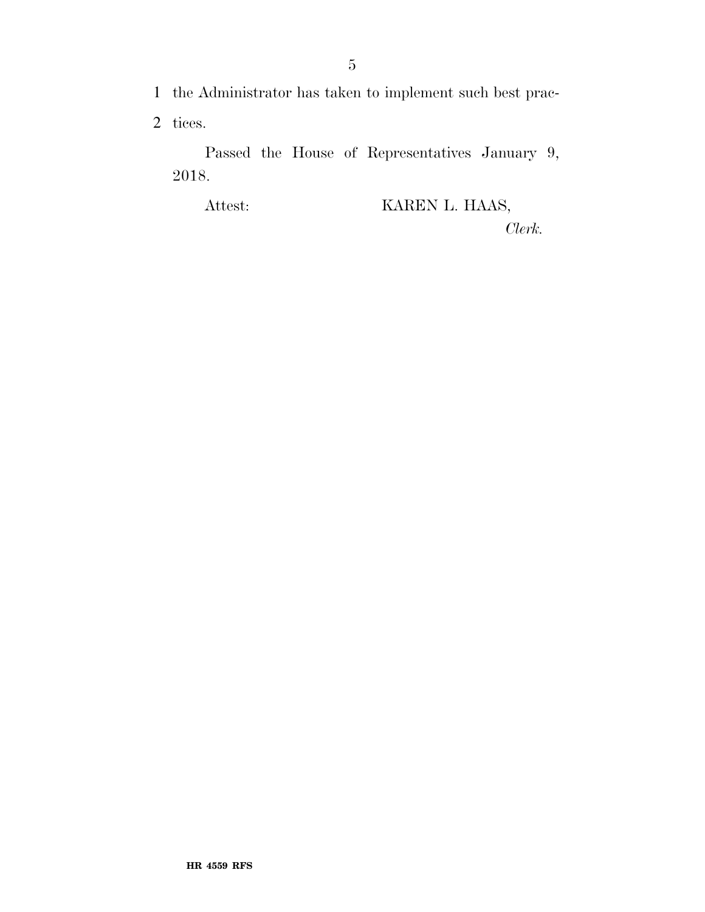the Administrator has taken to implement such best practices.

Passed the House of Representatives January 9, 2018.

Attest: KAREN L. HAAS,

*Clerk.*